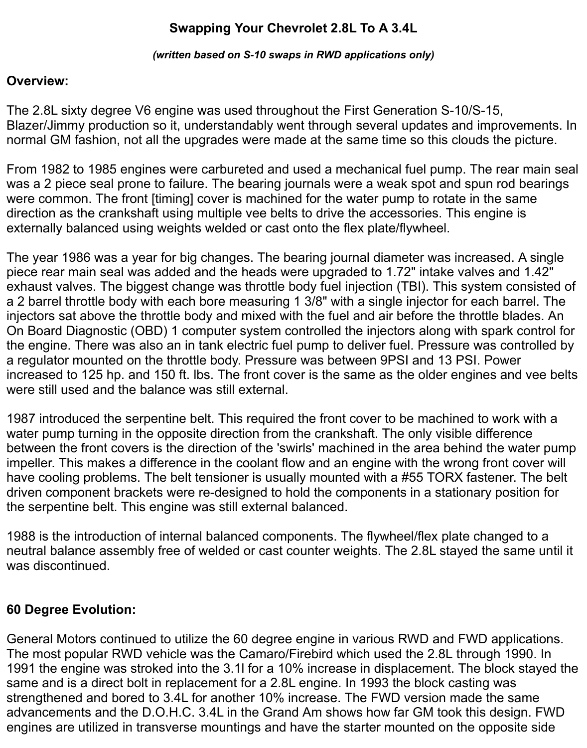# Swapping Your Chevrolet 2.8L To A 3.4L

***(written based on S-10 swaps in RWD applications only)***

## Overview:

The 2.8L sixty degree V6 engine was used throughout the First Generation S-10/S-15, Blazer/Jimmy production so it, understandably went through several updates and improvements. In normal GM fashion, not all the upgrades were made at the same time so this clouds the picture.

From 1982 to 1985 engines were carbureted and used a mechanical fuel pump. The rear main seal was a 2 piece seal prone to failure. The bearing journals were a weak spot and spun rod bearings were common. The front [timing] cover is machined for the water pump to rotate in the same direction as the crankshaft using multiple vee belts to drive the accessories. This engine is externally balanced using weights welded or cast onto the flex plate/flywheel.

The year 1986 was a year for big changes. The bearing journal diameter was increased. A single piece rear main seal was added and the heads were upgraded to 1.72" intake valves and 1.42" exhaust valves. The biggest change was throttle body fuel injection (TBI). This system consisted of a 2 barrel throttle body with each bore measuring 1 3/8" with a single injector for each barrel. The injectors sat above the throttle body and mixed with the fuel and air before the throttle blades. An On Board Diagnostic (OBD) 1 computer system controlled the injectors along with spark control for the engine. There was also an in tank electric fuel pump to deliver fuel. Pressure was controlled by a regulator mounted on the throttle body. Pressure was between 9PSI and 13 PSI. Power increased to 125 hp. and 150 ft. lbs. The front cover is the same as the older engines and vee belts were still used and the balance was still external.

1987 introduced the serpentine belt. This required the front cover to be machined to work with a water pump turning in the opposite direction from the crankshaft. The only visible difference between the front covers is the direction of the 'swirls' machined in the area behind the water pump impeller. This makes a difference in the coolant flow and an engine with the wrong front cover will have cooling problems. The belt tensioner is usually mounted with a #55 TORX fastener. The belt driven component brackets were re-designed to hold the components in a stationary position for the serpentine belt. This engine was still external balanced.

1988 is the introduction of internal balanced components. The flywheel/flex plate changed to a neutral balance assembly free of welded or cast counter weights. The 2.8L stayed the same until it was discontinued.

## 60 Degree Evolution:

General Motors continued to utilize the 60 degree engine in various RWD and FWD applications. The most popular RWD vehicle was the Camaro/Firebird which used the 2.8L through 1990. In 1991 the engine was stroked into the 3.1l for a 10% increase in displacement. The block stayed the same and is a direct bolt in replacement for a 2.8L engine. In 1993 the block casting was strengthened and bored to 3.4L for another 10% increase. The FWD version made the same advancements and the D.O.H.C. 3.4L in the Grand Am shows how far GM took this design. FWD engines are utilized in transverse mountings and have the starter mounted on the opposite side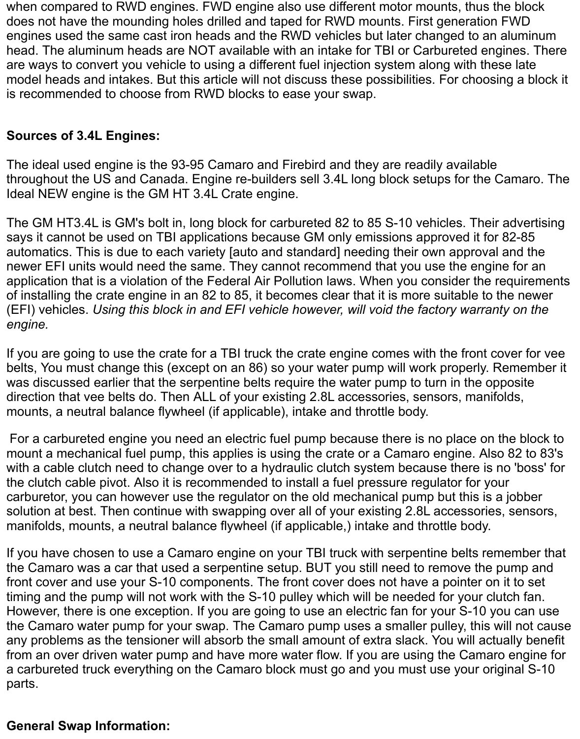when compared to RWD engines. FWD engine also use different motor mounts, thus the block does not have the mounding holes drilled and taped for RWD mounts. First generation FWD engines used the same cast iron heads and the RWD vehicles but later changed to an aluminum head. The aluminum heads are NOT available with an intake for TBI or Carbureted engines. There are ways to convert you vehicle to using a different fuel injection system along with these late model heads and intakes. But this article will not discuss these possibilities. For choosing a block it is recommended to choose from RWD blocks to ease your swap.

**Sources of 3.4L Engines:**

The ideal used engine is the 93-95 Camaro and Firebird and they are readily available throughout the US and Canada. Engine re-builders sell 3.4L long block setups for the Camaro. The Ideal NEW engine is the GM HT 3.4L Crate engine.

The GM HT3.4L is GM's bolt in, long block for carbureted 82 to 85 S-10 vehicles. Their advertising says it cannot be used on TBI applications because GM only emissions approved it for 82-85 automatics. This is due to each variety [auto and standard] needing their own approval and the newer EFI units would need the same. They cannot recommend that you use the engine for an application that is a violation of the Federal Air Pollution laws. When you consider the requirements of installing the crate engine in an 82 to 85, it becomes clear that it is more suitable to the newer (EFI) vehicles. *Using this block in and EFI vehicle however, will void the factory warranty on the engine.*

If you are going to use the crate for a TBI truck the crate engine comes with the front cover for vee belts, You must change this (except on an 86) so your water pump will work properly. Remember it was discussed earlier that the serpentine belts require the water pump to turn in the opposite direction that vee belts do. Then ALL of your existing 2.8L accessories, sensors, manifolds, mounts, a neutral balance flywheel (if applicable), intake and throttle body.

For a carbureted engine you need an electric fuel pump because there is no place on the block to mount a mechanical fuel pump, this applies is using the crate or a Camaro engine. Also 82 to 83's with a cable clutch need to change over to a hydraulic clutch system because there is no 'boss' for the clutch cable pivot. Also it is recommended to install a fuel pressure regulator for your carburetor, you can however use the regulator on the old mechanical pump but this is a jobber solution at best. Then continue with swapping over all of your existing 2.8L accessories, sensors, manifolds, mounts, a neutral balance flywheel (if applicable,) intake and throttle body.

If you have chosen to use a Camaro engine on your TBI truck with serpentine belts remember that the Camaro was a car that used a serpentine setup. BUT you still need to remove the pump and front cover and use your S-10 components. The front cover does not have a pointer on it to set timing and the pump will not work with the S-10 pulley which will be needed for your clutch fan. However, there is one exception. If you are going to use an electric fan for your S-10 you can use the Camaro water pump for your swap. The Camaro pump uses a smaller pulley, this will not cause any problems as the tensioner will absorb the small amount of extra slack. You will actually benefit from an over driven water pump and have more water flow. If you are using the Camaro engine for a carbureted truck everything on the Camaro block must go and you must use your original S-10 parts.

**General Swap Information:**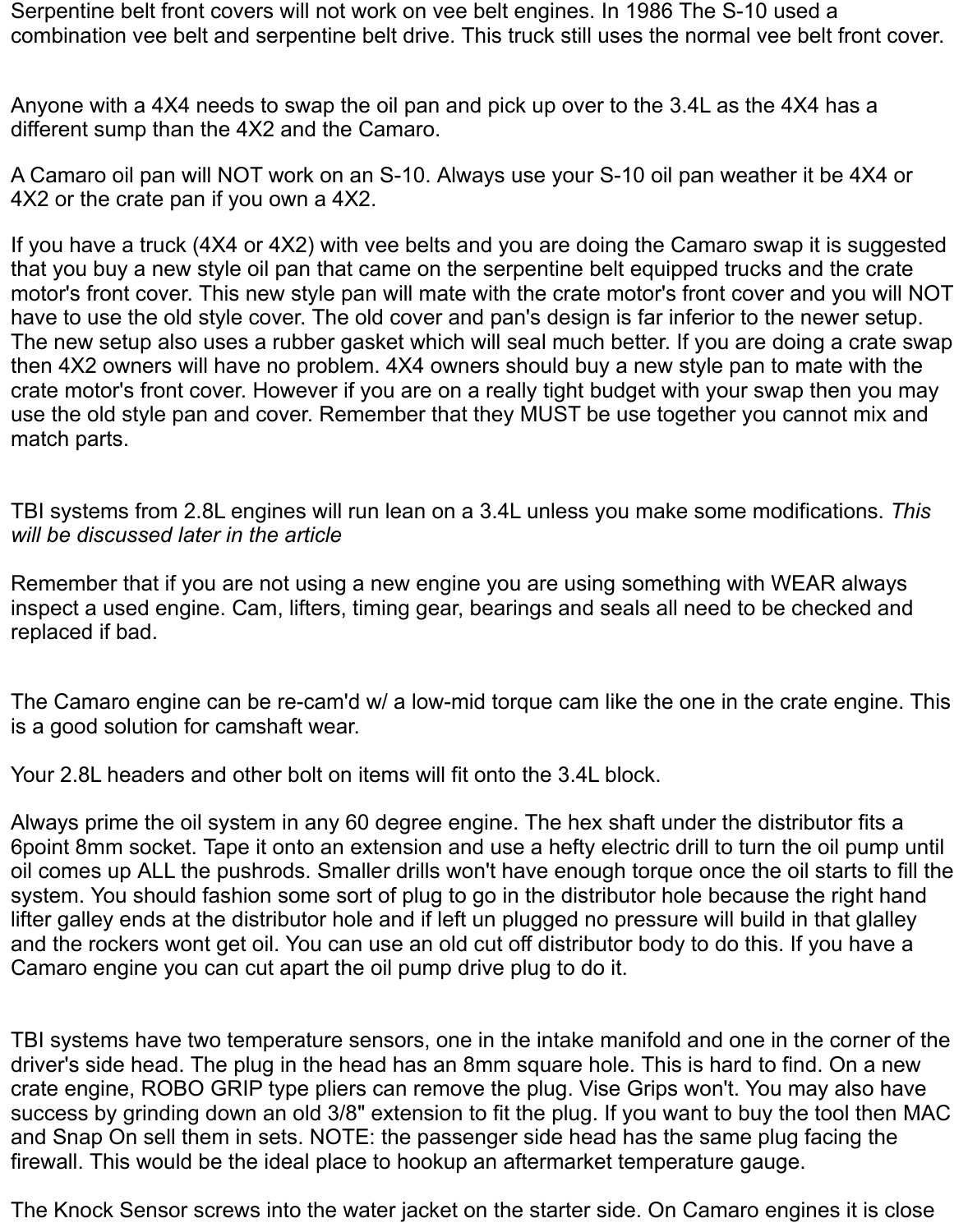Serpentine belt front covers will not work on vee belt engines. In 1986 The S-10 used a combination vee belt and serpentine belt drive. This truck still uses the normal vee belt front cover.

Anyone with a 4X4 needs to swap the oil pan and pick up over to the 3.4L as the 4X4 has a different sump than the 4X2 and the Camaro.

A Camaro oil pan will NOT work on an S-10. Always use your S-10 oil pan weather it be 4X4 or 4X2 or the crate pan if you own a 4X2.

If you have a truck (4X4 or 4X2) with vee belts and you are doing the Camaro swap it is suggested that you buy a new style oil pan that came on the serpentine belt equipped trucks and the crate motor's front cover. This new style pan will mate with the crate motor's front cover and you will NOT have to use the old style cover. The old cover and pan's design is far inferior to the newer setup. The new setup also uses a rubber gasket which will seal much better. If you are doing a crate swap then 4X2 owners will have no problem. 4X4 owners should buy a new style pan to mate with the crate motor's front cover. However if you are on a really tight budget with your swap then you may use the old style pan and cover. Remember that they MUST be use together you cannot mix and match parts.

TBI systems from 2.8L engines will run lean on a 3.4L unless you make some modifications. *This will be discussed later in the article*

Remember that if you are not using a new engine you are using something with WEAR always inspect a used engine. Cam, lifters, timing gear, bearings and seals all need to be checked and replaced if bad.

The Camaro engine can be re-cam'd w/ a low-mid torque cam like the one in the crate engine. This is a good solution for camshaft wear.

Your 2.8L headers and other bolt on items will fit onto the 3.4L block.

Always prime the oil system in any 60 degree engine. The hex shaft under the distributor fits a 6point 8mm socket. Tape it onto an extension and use a hefty electric drill to turn the oil pump until oil comes up ALL the pushrods. Smaller drills won't have enough torque once the oil starts to fill the system. You should fashion some sort of plug to go in the distributor hole because the right hand lifter galley ends at the distributor hole and if left un plugged no pressure will build in that glalley and the rockers wont get oil. You can use an old cut off distributor body to do this. If you have a Camaro engine you can cut apart the oil pump drive plug to do it.

TBI systems have two temperature sensors, one in the intake manifold and one in the corner of the driver's side head. The plug in the head has an 8mm square hole. This is hard to find. On a new crate engine, ROBO GRIP type pliers can remove the plug. Vise Grips won't. You may also have success by grinding down an old 3/8" extension to fit the plug. If you want to buy the tool then MAC and Snap On sell them in sets. NOTE: the passenger side head has the same plug facing the firewall. This would be the ideal place to hookup an aftermarket temperature gauge.

The Knock Sensor screws into the water jacket on the starter side. On Camaro engines it is close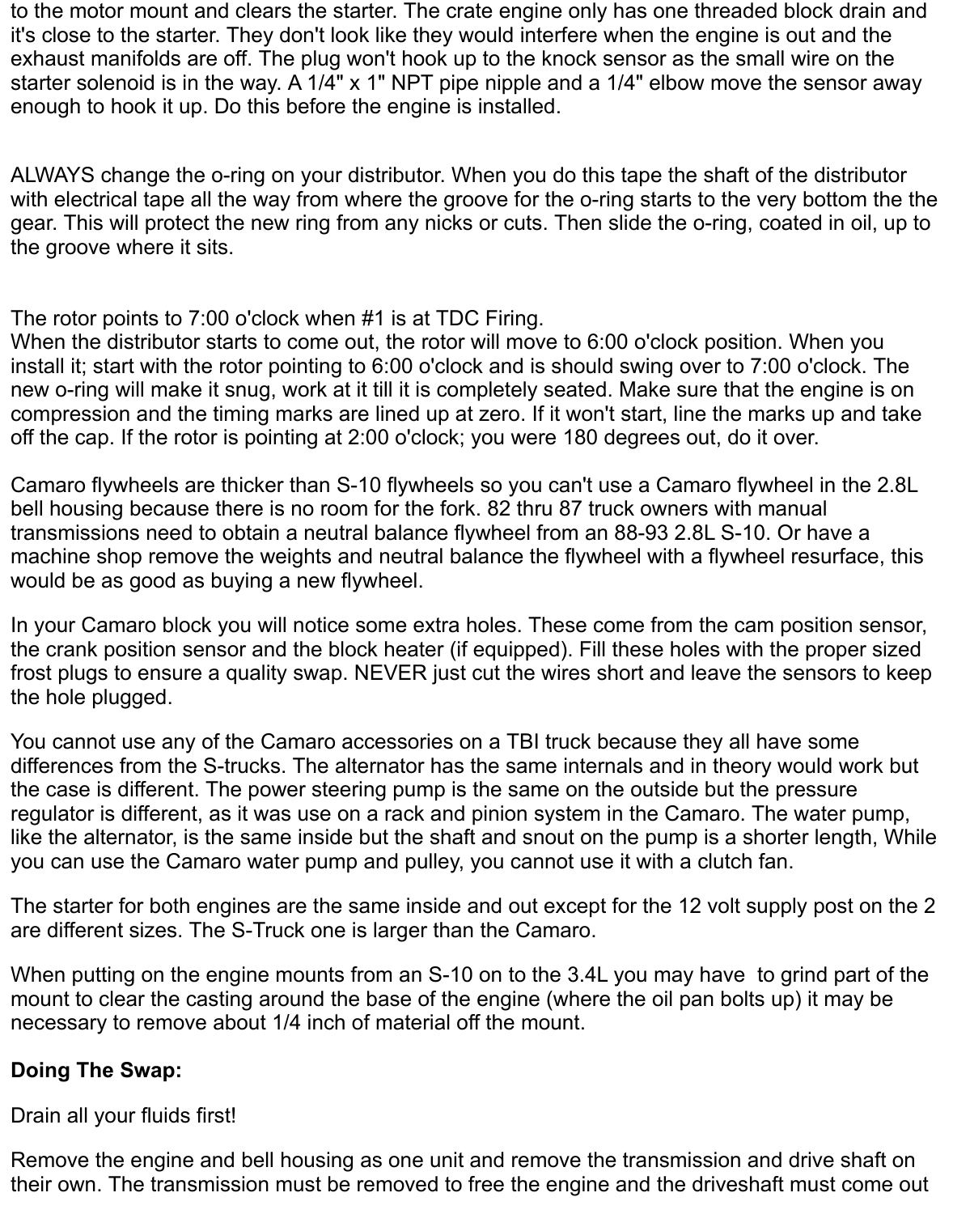to the motor mount and clears the starter. The crate engine only has one threaded block drain and it's close to the starter. They don't look like they would interfere when the engine is out and the exhaust manifolds are off. The plug won't hook up to the knock sensor as the small wire on the starter solenoid is in the way. A 1/4" x 1" NPT pipe nipple and a 1/4" elbow move the sensor away enough to hook it up. Do this before the engine is installed.

ALWAYS change the o-ring on your distributor. When you do this tape the shaft of the distributor with electrical tape all the way from where the groove for the o-ring starts to the very bottom the the gear. This will protect the new ring from any nicks or cuts. Then slide the o-ring, coated in oil, up to the groove where it sits.

The rotor points to 7:00 o'clock when #1 is at TDC Firing.
When the distributor starts to come out, the rotor will move to 6:00 o'clock position. When you install it; start with the rotor pointing to 6:00 o'clock and is should swing over to 7:00 o'clock. The new o-ring will make it snug, work at it till it is completely seated. Make sure that the engine is on compression and the timing marks are lined up at zero. If it won't start, line the marks up and take off the cap. If the rotor is pointing at 2:00 o'clock; you were 180 degrees out, do it over.

Camaro flywheels are thicker than S-10 flywheels so you can't use a Camaro flywheel in the 2.8L bell housing because there is no room for the fork. 82 thru 87 truck owners with manual transmissions need to obtain a neutral balance flywheel from an 88-93 2.8L S-10. Or have a machine shop remove the weights and neutral balance the flywheel with a flywheel resurface, this would be as good as buying a new flywheel.

In your Camaro block you will notice some extra holes. These come from the cam position sensor, the crank position sensor and the block heater (if equipped). Fill these holes with the proper sized frost plugs to ensure a quality swap. NEVER just cut the wires short and leave the sensors to keep the hole plugged.

You cannot use any of the Camaro accessories on a TBI truck because they all have some differences from the S-trucks. The alternator has the same internals and in theory would work but the case is different. The power steering pump is the same on the outside but the pressure regulator is different, as it was use on a rack and pinion system in the Camaro. The water pump, like the alternator, is the same inside but the shaft and snout on the pump is a shorter length, While you can use the Camaro water pump and pulley, you cannot use it with a clutch fan.

The starter for both engines are the same inside and out except for the 12 volt supply post on the 2 are different sizes. The S-Truck one is larger than the Camaro.

When putting on the engine mounts from an S-10 on to the 3.4L you may have to grind part of the mount to clear the casting around the base of the engine (where the oil pan bolts up) it may be necessary to remove about 1/4 inch of material off the mount.

**Doing The Swap:**

Drain all your fluids first!

Remove the engine and bell housing as one unit and remove the transmission and drive shaft on their own. The transmission must be removed to free the engine and the driveshaft must come out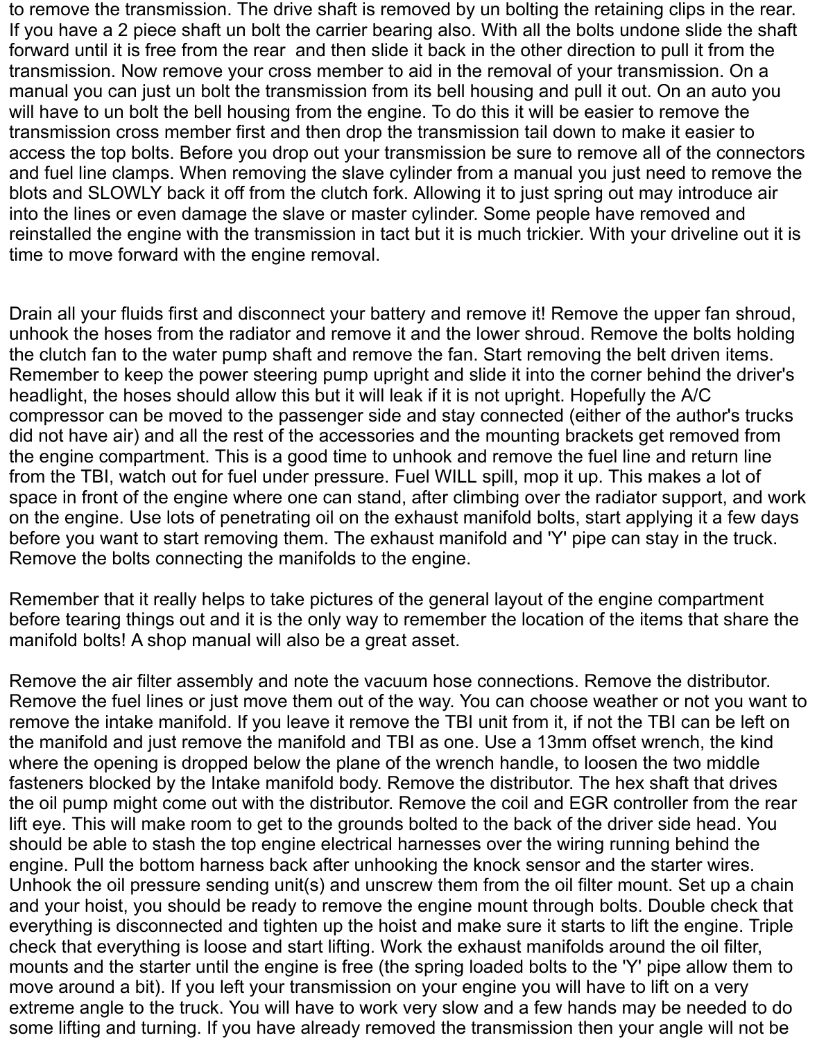to remove the transmission. The drive shaft is removed by un bolting the retaining clips in the rear. If you have a 2 piece shaft un bolt the carrier bearing also. With all the bolts undone slide the shaft forward until it is free from the rear  and then slide it back in the other direction to pull it from the transmission. Now remove your cross member to aid in the removal of your transmission. On a manual you can just un bolt the transmission from its bell housing and pull it out. On an auto you will have to un bolt the bell housing from the engine. To do this it will be easier to remove the transmission cross member first and then drop the transmission tail down to make it easier to access the top bolts. Before you drop out your transmission be sure to remove all of the connectors and fuel line clamps. When removing the slave cylinder from a manual you just need to remove the blots and SLOWLY back it off from the clutch fork. Allowing it to just spring out may introduce air into the lines or even damage the slave or master cylinder. Some people have removed and reinstalled the engine with the transmission in tact but it is much trickier. With your driveline out it is time to move forward with the engine removal.

Drain all your fluids first and disconnect your battery and remove it! Remove the upper fan shroud, unhook the hoses from the radiator and remove it and the lower shroud. Remove the bolts holding the clutch fan to the water pump shaft and remove the fan. Start removing the belt driven items. Remember to keep the power steering pump upright and slide it into the corner behind the driver's headlight, the hoses should allow this but it will leak if it is not upright. Hopefully the A/C compressor can be moved to the passenger side and stay connected (either of the author's trucks did not have air) and all the rest of the accessories and the mounting brackets get removed from the engine compartment. This is a good time to unhook and remove the fuel line and return line from the TBI, watch out for fuel under pressure. Fuel WILL spill, mop it up. This makes a lot of space in front of the engine where one can stand, after climbing over the radiator support, and work on the engine. Use lots of penetrating oil on the exhaust manifold bolts, start applying it a few days before you want to start removing them. The exhaust manifold and 'Y' pipe can stay in the truck. Remove the bolts connecting the manifolds to the engine.

Remember that it really helps to take pictures of the general layout of the engine compartment before tearing things out and it is the only way to remember the location of the items that share the manifold bolts! A shop manual will also be a great asset.

Remove the air filter assembly and note the vacuum hose connections. Remove the distributor. Remove the fuel lines or just move them out of the way. You can choose weather or not you want to remove the intake manifold. If you leave it remove the TBI unit from it, if not the TBI can be left on the manifold and just remove the manifold and TBI as one. Use a 13mm offset wrench, the kind where the opening is dropped below the plane of the wrench handle, to loosen the two middle fasteners blocked by the Intake manifold body. Remove the distributor. The hex shaft that drives the oil pump might come out with the distributor. Remove the coil and EGR controller from the rear lift eye. This will make room to get to the grounds bolted to the back of the driver side head. You should be able to stash the top engine electrical harnesses over the wiring running behind the engine. Pull the bottom harness back after unhooking the knock sensor and the starter wires. Unhook the oil pressure sending unit(s) and unscrew them from the oil filter mount. Set up a chain and your hoist, you should be ready to remove the engine mount through bolts. Double check that everything is disconnected and tighten up the hoist and make sure it starts to lift the engine. Triple check that everything is loose and start lifting. Work the exhaust manifolds around the oil filter, mounts and the starter until the engine is free (the spring loaded bolts to the 'Y' pipe allow them to move around a bit). If you left your transmission on your engine you will have to lift on a very extreme angle to the truck. You will have to work very slow and a few hands may be needed to do some lifting and turning. If you have already removed the transmission then your angle will not be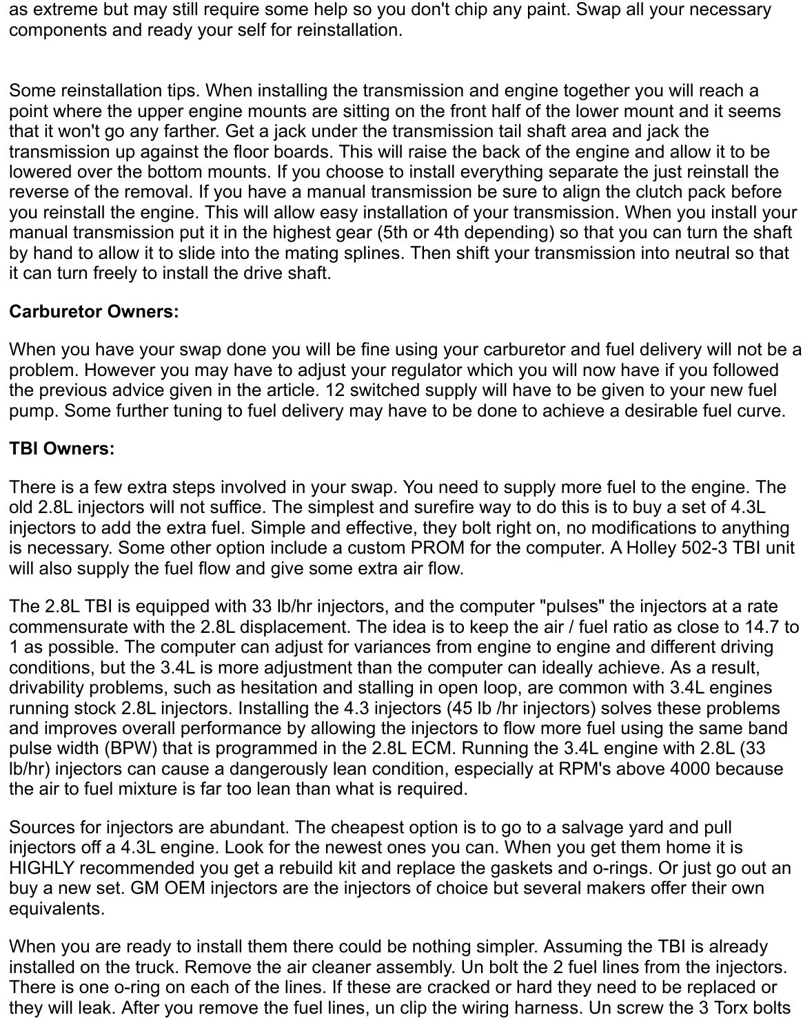as extreme but may still require some help so you don't chip any paint. Swap all your necessary components and ready your self for reinstallation.

Some reinstallation tips. When installing the transmission and engine together you will reach a point where the upper engine mounts are sitting on the front half of the lower mount and it seems that it won't go any farther. Get a jack under the transmission tail shaft area and jack the transmission up against the floor boards. This will raise the back of the engine and allow it to be lowered over the bottom mounts. If you choose to install everything separate the just reinstall the reverse of the removal. If you have a manual transmission be sure to align the clutch pack before you reinstall the engine. This will allow easy installation of your transmission. When you install your manual transmission put it in the highest gear (5th or 4th depending) so that you can turn the shaft by hand to allow it to slide into the mating splines. Then shift your transmission into neutral so that it can turn freely to install the drive shaft.

**Carburetor Owners:**

When you have your swap done you will be fine using your carburetor and fuel delivery will not be a problem. However you may have to adjust your regulator which you will now have if you followed the previous advice given in the article. 12 switched supply will have to be given to your new fuel pump. Some further tuning to fuel delivery may have to be done to achieve a desirable fuel curve.

**TBI Owners:**

There is a few extra steps involved in your swap. You need to supply more fuel to the engine. The old 2.8L injectors will not suffice. The simplest and surefire way to do this is to buy a set of 4.3L injectors to add the extra fuel. Simple and effective, they bolt right on, no modifications to anything is necessary. Some other option include a custom PROM for the computer. A Holley 502-3 TBI unit will also supply the fuel flow and give some extra air flow.

The 2.8L TBI is equipped with 33 lb/hr injectors, and the computer "pulses" the injectors at a rate commensurate with the 2.8L displacement. The idea is to keep the air / fuel ratio as close to 14.7 to 1 as possible. The computer can adjust for variances from engine to engine and different driving conditions, but the 3.4L is more adjustment than the computer can ideally achieve. As a result, drivability problems, such as hesitation and stalling in open loop, are common with 3.4L engines running stock 2.8L injectors. Installing the 4.3 injectors (45 lb /hr injectors) solves these problems and improves overall performance by allowing the injectors to flow more fuel using the same band pulse width (BPW) that is programmed in the 2.8L ECM. Running the 3.4L engine with 2.8L (33 lb/hr) injectors can cause a dangerously lean condition, especially at RPM's above 4000 because the air to fuel mixture is far too lean than what is required.

Sources for injectors are abundant. The cheapest option is to go to a salvage yard and pull injectors off a 4.3L engine. Look for the newest ones you can. When you get them home it is HIGHLY recommended you get a rebuild kit and replace the gaskets and o-rings. Or just go out an buy a new set. GM OEM injectors are the injectors of choice but several makers offer their own equivalents.

When you are ready to install them there could be nothing simpler. Assuming the TBI is already installed on the truck. Remove the air cleaner assembly. Un bolt the 2 fuel lines from the injectors. There is one o-ring on each of the lines. If these are cracked or hard they need to be replaced or they will leak. After you remove the fuel lines, un clip the wiring harness. Un screw the 3 Torx bolts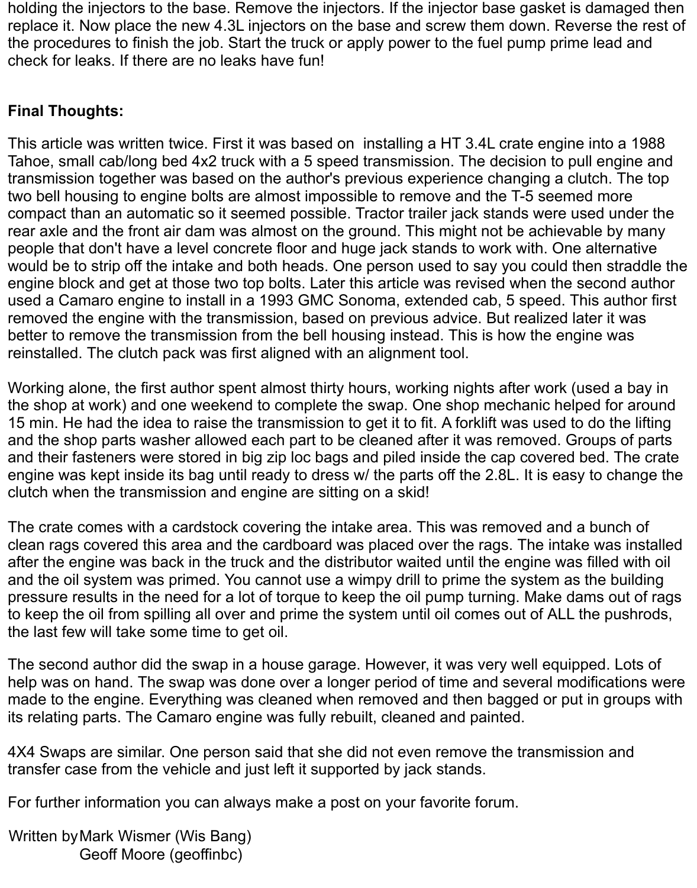holding the injectors to the base. Remove the injectors. If the injector base gasket is damaged then replace it. Now place the new 4.3L injectors on the base and screw them down. Reverse the rest of the procedures to finish the job. Start the truck or apply power to the fuel pump prime lead and check for leaks. If there are no leaks have fun!

**Final Thoughts:**

This article was written twice. First it was based on installing a HT 3.4L crate engine into a 1988 Tahoe, small cab/long bed 4x2 truck with a 5 speed transmission. The decision to pull engine and transmission together was based on the author's previous experience changing a clutch. The top two bell housing to engine bolts are almost impossible to remove and the T-5 seemed more compact than an automatic so it seemed possible. Tractor trailer jack stands were used under the rear axle and the front air dam was almost on the ground. This might not be achievable by many people that don't have a level concrete floor and huge jack stands to work with. One alternative would be to strip off the intake and both heads. One person used to say you could then straddle the engine block and get at those two top bolts. Later this article was revised when the second author used a Camaro engine to install in a 1993 GMC Sonoma, extended cab, 5 speed. This author first removed the engine with the transmission, based on previous advice. But realized later it was better to remove the transmission from the bell housing instead. This is how the engine was reinstalled. The clutch pack was first aligned with an alignment tool.

Working alone, the first author spent almost thirty hours, working nights after work (used a bay in the shop at work) and one weekend to complete the swap. One shop mechanic helped for around 15 min. He had the idea to raise the transmission to get it to fit. A forklift was used to do the lifting and the shop parts washer allowed each part to be cleaned after it was removed. Groups of parts and their fasteners were stored in big zip loc bags and piled inside the cap covered bed. The crate engine was kept inside its bag until ready to dress w/ the parts off the 2.8L. It is easy to change the clutch when the transmission and engine are sitting on a skid!

The crate comes with a cardstock covering the intake area. This was removed and a bunch of clean rags covered this area and the cardboard was placed over the rags. The intake was installed after the engine was back in the truck and the distributor waited until the engine was filled with oil and the oil system was primed. You cannot use a wimpy drill to prime the system as the building pressure results in the need for a lot of torque to keep the oil pump turning. Make dams out of rags to keep the oil from spilling all over and prime the system until oil comes out of ALL the pushrods, the last few will take some time to get oil.

The second author did the swap in a house garage. However, it was very well equipped. Lots of help was on hand. The swap was done over a longer period of time and several modifications were made to the engine. Everything was cleaned when removed and then bagged or put in groups with its relating parts. The Camaro engine was fully rebuilt, cleaned and painted.

4X4 Swaps are similar. One person said that she did not even remove the transmission and transfer case from the vehicle and just left it supported by jack stands.

For further information you can always make a post on your favorite forum.

Written by Mark Wismer (Wis Bang)
Geoff Moore (geoffinbc)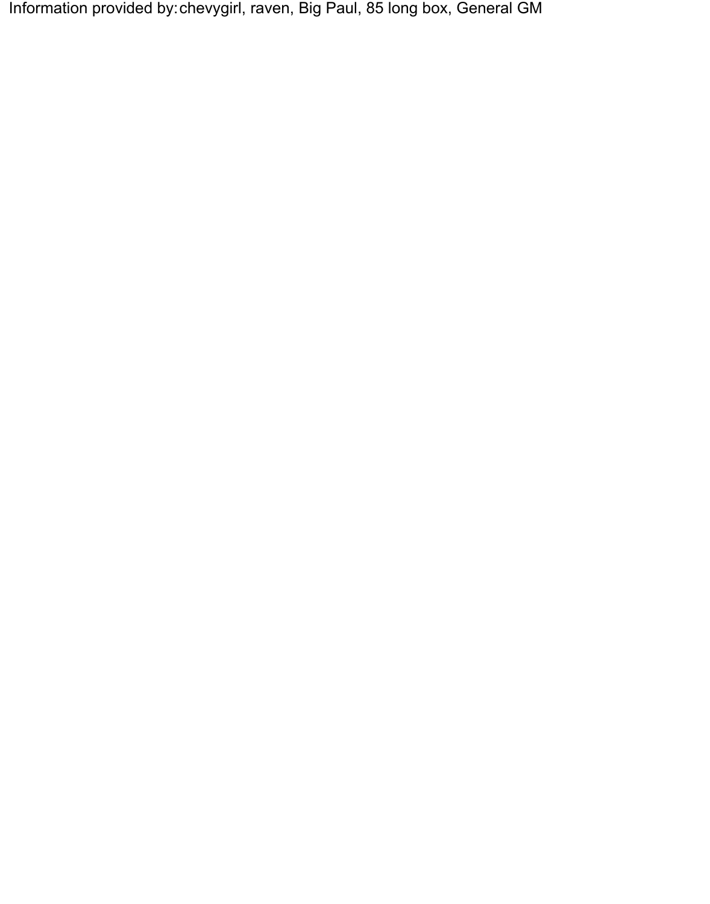Information provided by: chevygirl, raven, Big Paul, 85 long box, General GM